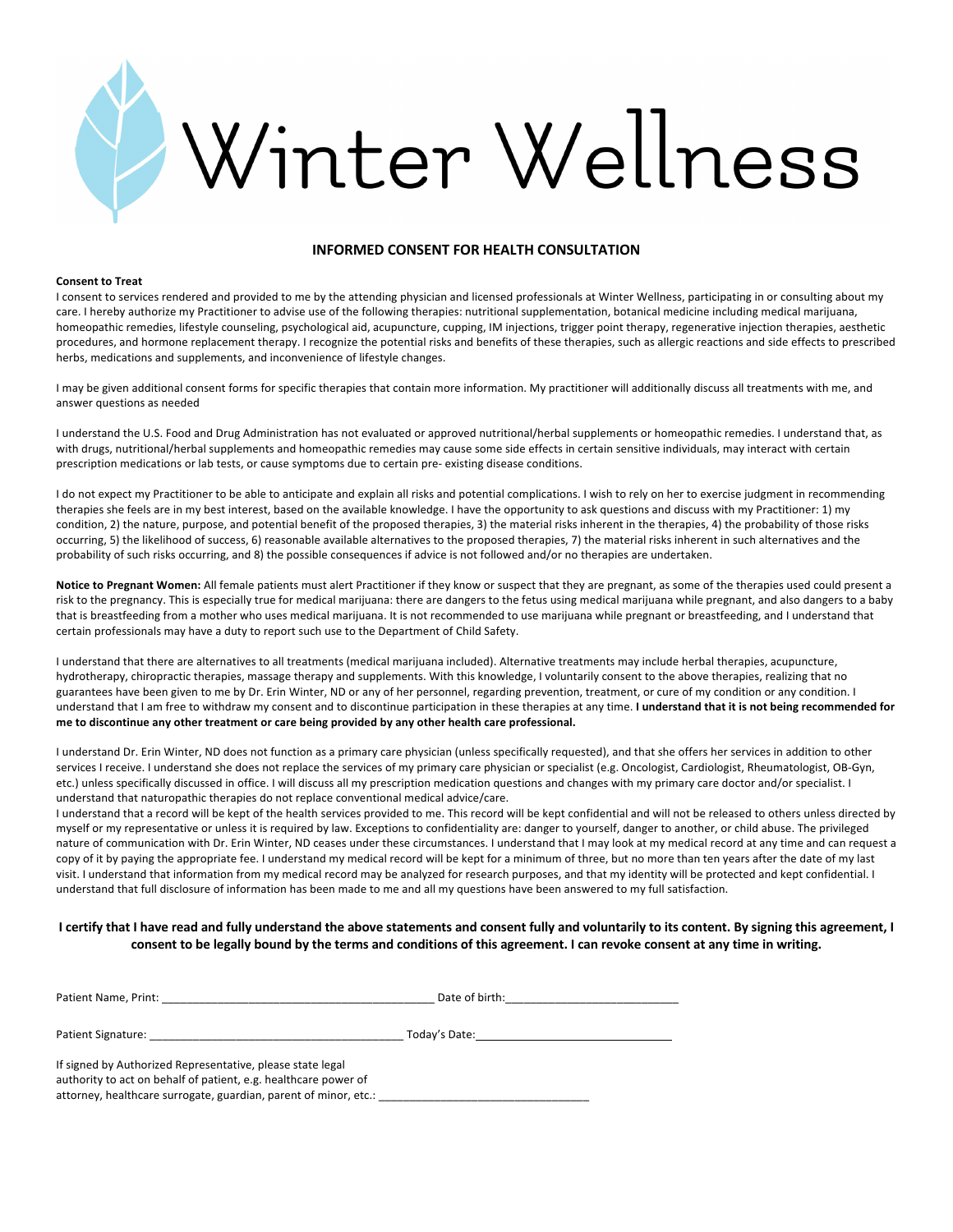# Winter Wellness

## INFORMED CONSENT FOR HEALTH CONSULTATION

**Consent to Treat**

I consent to services rendered and provided to me by the attending physician and licensed professionals at Winter Wellness, participating in or consulting about my care. I hereby authorize my Practitioner to advise use of the following therapies: nutritional supplementation, botanical medicine including medical marijuana, homeopathic remedies, lifestyle counseling, psychological aid, acupuncture, cupping, IM injections, trigger point therapy, regenerative injection therapies, aesthetic procedures, and hormone replacement therapy. I recognize the potential risks and benefits of these therapies, such as allergic reactions and side effects to prescribed herbs, medications and supplements, and inconvenience of lifestyle changes.

I may be given additional consent forms for specific therapies that contain more information. My practitioner will additionally discuss all treatments with me, and answer questions as needed

I understand the U.S. Food and Drug Administration has not evaluated or approved nutritional/herbal supplements or homeopathic remedies. I understand that, as with drugs, nutritional/herbal supplements and homeopathic remedies may cause some side effects in certain sensitive individuals, may interact with certain prescription medications or lab tests, or cause symptoms due to certain pre- existing disease conditions.

I do not expect my Practitioner to be able to anticipate and explain all risks and potential complications. I wish to rely on her to exercise judgment in recommending therapies she feels are in my best interest, based on the available knowledge. I have the opportunity to ask questions and discuss with my Practitioner: 1) my condition, 2) the nature, purpose, and potential benefit of the proposed therapies, 3) the material risks inherent in the therapies, 4) the probability of those risks occurring, 5) the likelihood of success, 6) reasonable available alternatives to the proposed therapies, 7) the material risks inherent in such alternatives and the probability of such risks occurring, and 8) the possible consequences if advice is not followed and/or no therapies are undertaken.

**Notice to Pregnant Women:** All female patients must alert Practitioner if they know or suspect that they are pregnant, as some of the therapies used could present a risk to the pregnancy. This is especially true for medical marijuana: there are dangers to the fetus using medical marijuana while pregnant, and also dangers to a baby that is breastfeeding from a mother who uses medical marijuana. It is not recommended to use marijuana while pregnant or breastfeeding, and I understand that certain professionals may have a duty to report such use to the Department of Child Safety.

I understand that there are alternatives to all treatments (medical marijuana included). Alternative treatments may include herbal therapies, acupuncture, hydrotherapy, chiropractic therapies, massage therapy and supplements. With this knowledge, I voluntarily consent to the above therapies, realizing that no guarantees have been given to me by Dr. Erin Winter, ND or any of her personnel, regarding prevention, treatment, or cure of my condition or any condition. I understand that I am free to withdraw my consent and to discontinue participation in these therapies at any time. **I understand that it is not being recommended for me to discontinue any other treatment or care being provided by any other health care professional.**

I understand Dr. Erin Winter, ND does not function as a primary care physician (unless specifically requested), and that she offers her services in addition to other services I receive. I understand she does not replace the services of my primary care physician or specialist (e.g. Oncologist, Cardiologist, Rheumatologist, OB-Gyn, etc.) unless specifically discussed in office. I will discuss all my prescription medication questions and changes with my primary care doctor and/or specialist. I understand that naturopathic therapies do not replace conventional medical advice/care.

I understand that a record will be kept of the health services provided to me. This record will be kept confidential and will not be released to others unless directed by myself or my representative or unless it is required by law. Exceptions to confidentiality are: danger to yourself, danger to another, or child abuse. The privileged nature of communication with Dr. Erin Winter, ND ceases under these circumstances. I understand that I may look at my medical record at any time and can request a copy of it by paying the appropriate fee. I understand my medical record will be kept for a minimum of three, but no more than ten years after the date of my last visit. I understand that information from my medical record may be analyzed for research purposes, and that my identity will be protected and kept confidential. I understand that full disclosure of information has been made to me and all my questions have been answered to my full satisfaction.

**I certify that I have read and fully understand the above statements and consent fully and voluntarily to its content. By signing this agreement, I consent to be legally bound by the terms and conditions of this agreement. I can revoke consent at any time in writing.**

Patient Name, Print: ____________________________________________ Date of birth:___________________________

Patient Signature: ________________________________________ Today's Date:_______________________________

If signed by Authorized Representative, please state legal authority to act on behalf of patient, e.g. healthcare power of attorney, healthcare surrogate, guardian, parent of minor, etc.: _________________________________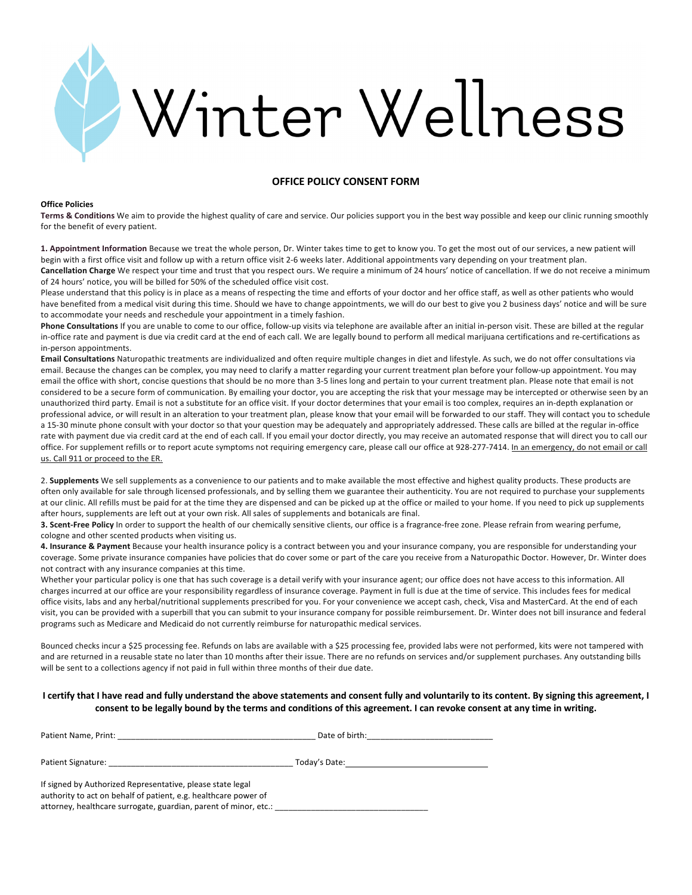# Winter Wellness

## OFFICE POLICY CONSENT FORM

**Office Policies**

**Terms & Conditions** We aim to provide the highest quality of care and service. Our policies support you in the best way possible and keep our clinic running smoothly for the benefit of every patient.

**1. Appointment Information** Because we treat the whole person, Dr. Winter takes time to get to know you. To get the most out of our services, a new patient will begin with a first office visit and follow up with a return office visit 2-6 weeks later. Additional appointments vary depending on your treatment plan.

**Cancellation Charge** We respect your time and trust that you respect ours. We require a minimum of 24 hours' notice of cancellation. If we do not receive a minimum of 24 hours' notice, you will be billed for 50% of the scheduled office visit cost.

Please understand that this policy is in place as a means of respecting the time and efforts of your doctor and her office staff, as well as other patients who would have benefited from a medical visit during this time. Should we have to change appointments, we will do our best to give you 2 business days' notice and will be sure to accommodate your needs and reschedule your appointment in a timely fashion.

**Phone Consultations** If you are unable to come to our office, follow-up visits via telephone are available after an initial in-person visit. These are billed at the regular in-office rate and payment is due via credit card at the end of each call. We are legally bound to perform all medical marijuana certifications and re-certifications as in-person appointments.

**Email Consultations** Naturopathic treatments are individualized and often require multiple changes in diet and lifestyle. As such, we do not offer consultations via email. Because the changes can be complex, you may need to clarify a matter regarding your current treatment plan before your follow-up appointment. You may email the office with short, concise questions that should be no more than 3-5 lines long and pertain to your current treatment plan. Please note that email is not considered to be a secure form of communication. By emailing your doctor, you are accepting the risk that your message may be intercepted or otherwise seen by an unauthorized third party. Email is not a substitute for an office visit. If your doctor determines that your email is too complex, requires an in-depth explanation or professional advice, or will result in an alteration to your treatment plan, please know that your email will be forwarded to our staff. They will contact you to schedule a 15-30 minute phone consult with your doctor so that your question may be adequately and appropriately addressed. These calls are billed at the regular in-office rate with payment due via credit card at the end of each call. If you email your doctor directly, you may receive an automated response that will direct you to call our office. For supplement refills or to report acute symptoms not requiring emergency care, please call our office at 928-277-7414. <u>In an emergency, do not email or call us. Call 911 or proceed to the ER.</u>

2. **Supplements** We sell supplements as a convenience to our patients and to make available the most effective and highest quality products. These products are often only available for sale through licensed professionals, and by selling them we guarantee their authenticity. You are not required to purchase your supplements at our clinic. All refills must be paid for at the time they are dispensed and can be picked up at the office or mailed to your home. If you need to pick up supplements after hours, supplements are left out at your own risk. All sales of supplements and botanicals are final.

**3. Scent-Free Policy** In order to support the health of our chemically sensitive clients, our office is a fragrance-free zone. Please refrain from wearing perfume, cologne and other scented products when visiting us.

**4. Insurance & Payment** Because your health insurance policy is a contract between you and your insurance company, you are responsible for understanding your coverage. Some private insurance companies have policies that do cover some or part of the care you receive from a Naturopathic Doctor. However, Dr. Winter does not contract with any insurance companies at this time.

Whether your particular policy is one that has such coverage is a detail verify with your insurance agent; our office does not have access to this information. All charges incurred at our office are your responsibility regardless of insurance coverage. Payment in full is due at the time of service. This includes fees for medical office visits, labs and any herbal/nutritional supplements prescribed for you. For your convenience we accept cash, check, Visa and MasterCard. At the end of each visit, you can be provided with a superbill that you can submit to your insurance company for possible reimbursement. Dr. Winter does not bill insurance and federal programs such as Medicare and Medicaid do not currently reimburse for naturopathic medical services.

Bounced checks incur a $25 processing fee. Refunds on labs are available with a $25 processing fee, provided labs were not performed, kits were not tampered with and are returned in a reusable state no later than 10 months after their issue. There are no refunds on services and/or supplement purchases. Any outstanding bills will be sent to a collections agency if not paid in full within three months of their due date.

**I certify that I have read and fully understand the above statements and consent fully and voluntarily to its content. By signing this agreement, I consent to be legally bound by the terms and conditions of this agreement. I can revoke consent at any time in writing.**

Patient Name, Print: ____________________________________________ Date of birth:___________________________

Patient Signature: ________________________________________ Today's Date:_______________________________

If signed by Authorized Representative, please state legal authority to act on behalf of patient, e.g. healthcare power of attorney, healthcare surrogate, guardian, parent of minor, etc.: _________________________________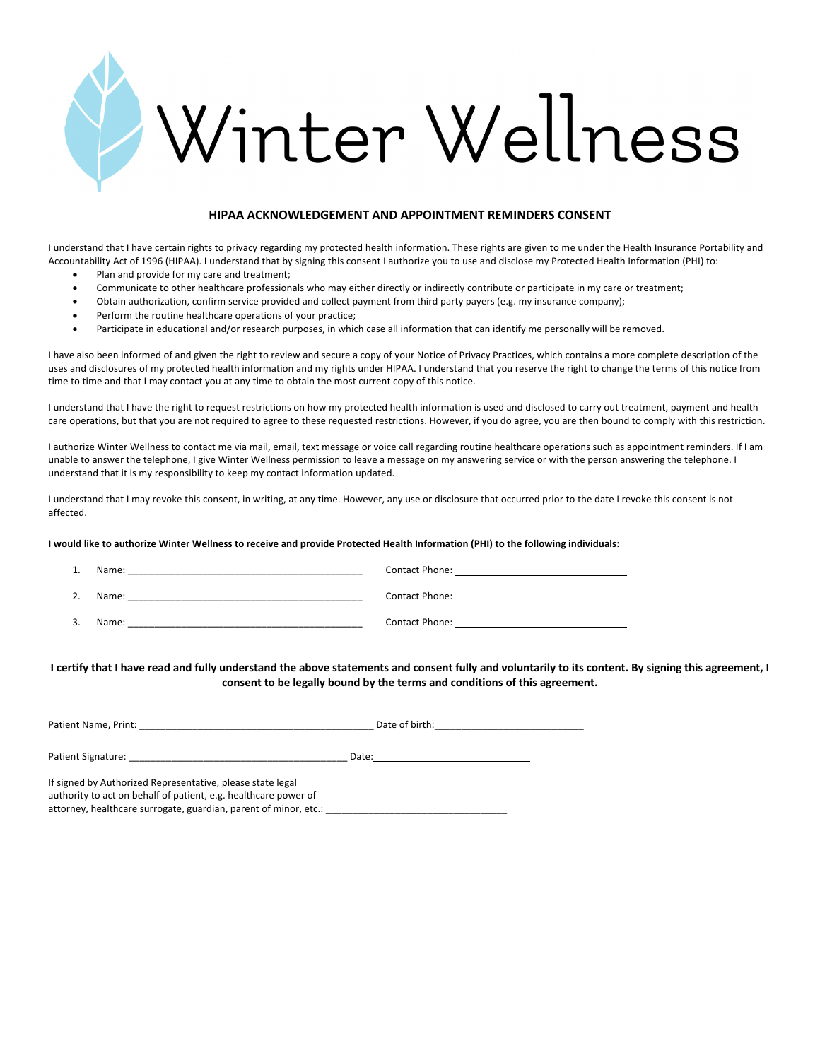# Winter Wellness

## HIPAA ACKNOWLEDGEMENT AND APPOINTMENT REMINDERS CONSENT

I understand that I have certain rights to privacy regarding my protected health information. These rights are given to me under the Health Insurance Portability and Accountability Act of 1996 (HIPAA). I understand that by signing this consent I authorize you to use and disclose my Protected Health Information (PHI) to:

- Plan and provide for my care and treatment;
- Communicate to other healthcare professionals who may either directly or indirectly contribute or participate in my care or treatment;
- Obtain authorization, confirm service provided and collect payment from third party payers (e.g. my insurance company);
- Perform the routine healthcare operations of your practice;
- Participate in educational and/or research purposes, in which case all information that can identify me personally will be removed.

I have also been informed of and given the right to review and secure a copy of your Notice of Privacy Practices, which contains a more complete description of the uses and disclosures of my protected health information and my rights under HIPAA. I understand that you reserve the right to change the terms of this notice from time to time and that I may contact you at any time to obtain the most current copy of this notice.

I understand that I have the right to request restrictions on how my protected health information is used and disclosed to carry out treatment, payment and health care operations, but that you are not required to agree to these requested restrictions. However, if you do agree, you are then bound to comply with this restriction.

I authorize Winter Wellness to contact me via mail, email, text message or voice call regarding routine healthcare operations such as appointment reminders. If I am unable to answer the telephone, I give Winter Wellness permission to leave a message on my answering service or with the person answering the telephone. I understand that it is my responsibility to keep my contact information updated.

I understand that I may revoke this consent, in writing, at any time. However, any use or disclosure that occurred prior to the date I revoke this consent is not affected.

**I would like to authorize Winter Wellness to receive and provide Protected Health Information (PHI) to the following individuals:**

1. Name: ____________________________________________ Contact Phone: ________________________________
2. Name: ____________________________________________ Contact Phone: ________________________________
3. Name: ____________________________________________ Contact Phone: ________________________________

**I certify that I have read and fully understand the above statements and consent fully and voluntarily to its content. By signing this agreement, I consent to be legally bound by the terms and conditions of this agreement.**

Patient Name, Print: ____________________________________________ Date of birth:____________________________

Patient Signature: _________________________________________ Date:_____________________________

If signed by Authorized Representative, please state legal authority to act on behalf of patient, e.g. healthcare power of attorney, healthcare surrogate, guardian, parent of minor, etc.: __________________________________